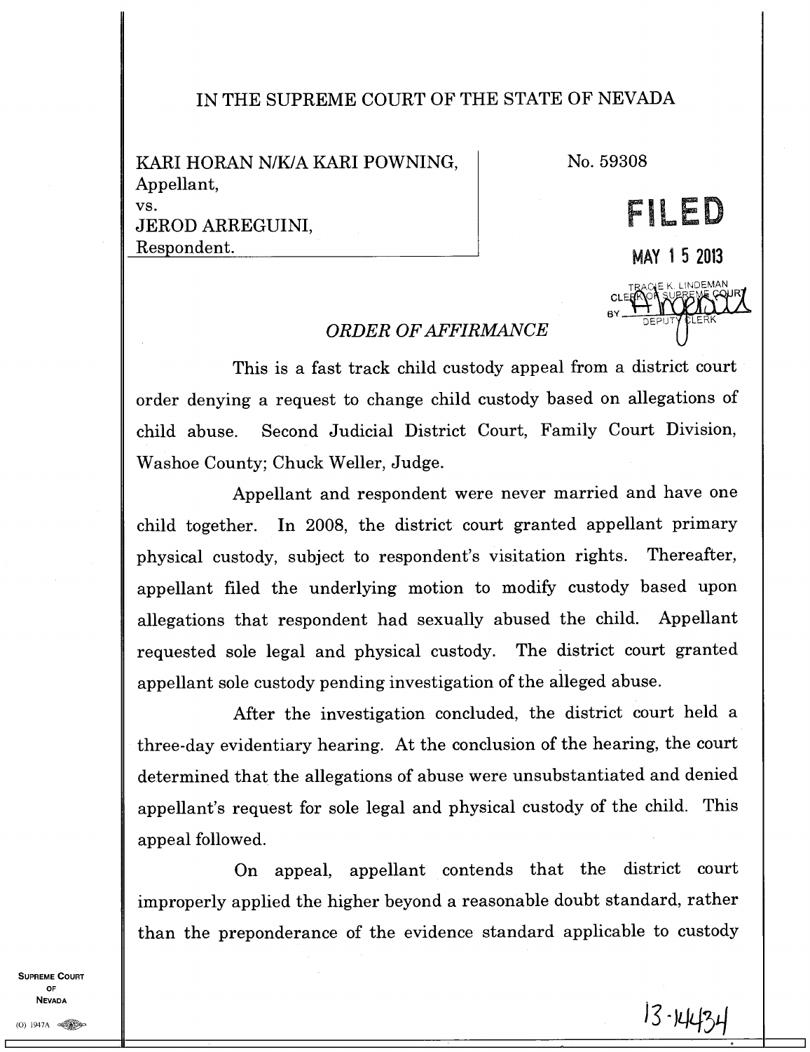# IN THE SUPREME COURT OF THE STATE OF NEVADA

KARI HORAN N/K/A KARI POWNING,
Appellant,
vs.
JEROD ARREGUINI,
Respondent.

No. 59308

**FILED**

MAY 15 2013

TRACIE K. LINDEMAN
CLERK OF SUPREME COURT
BY DEPUTY CLERK

## *ORDER OF AFFIRMANCE*

This is a fast track child custody appeal from a district court order denying a request to change child custody based on allegations of child abuse. Second Judicial District Court, Family Court Division, Washoe County; Chuck Weller, Judge.

Appellant and respondent were never married and have one child together. In 2008, the district court granted appellant primary physical custody, subject to respondent's visitation rights. Thereafter, appellant filed the underlying motion to modify custody based upon allegations that respondent had sexually abused the child. Appellant requested sole legal and physical custody. The district court granted appellant sole custody pending investigation of the alleged abuse.

After the investigation concluded, the district court held a three-day evidentiary hearing. At the conclusion of the hearing, the court determined that the allegations of abuse were unsubstantiated and denied appellant's request for sole legal and physical custody of the child. This appeal followed.

On appeal, appellant contends that the district court improperly applied the higher beyond a reasonable doubt standard, rather than the preponderance of the evidence standard applicable to custody

13-14434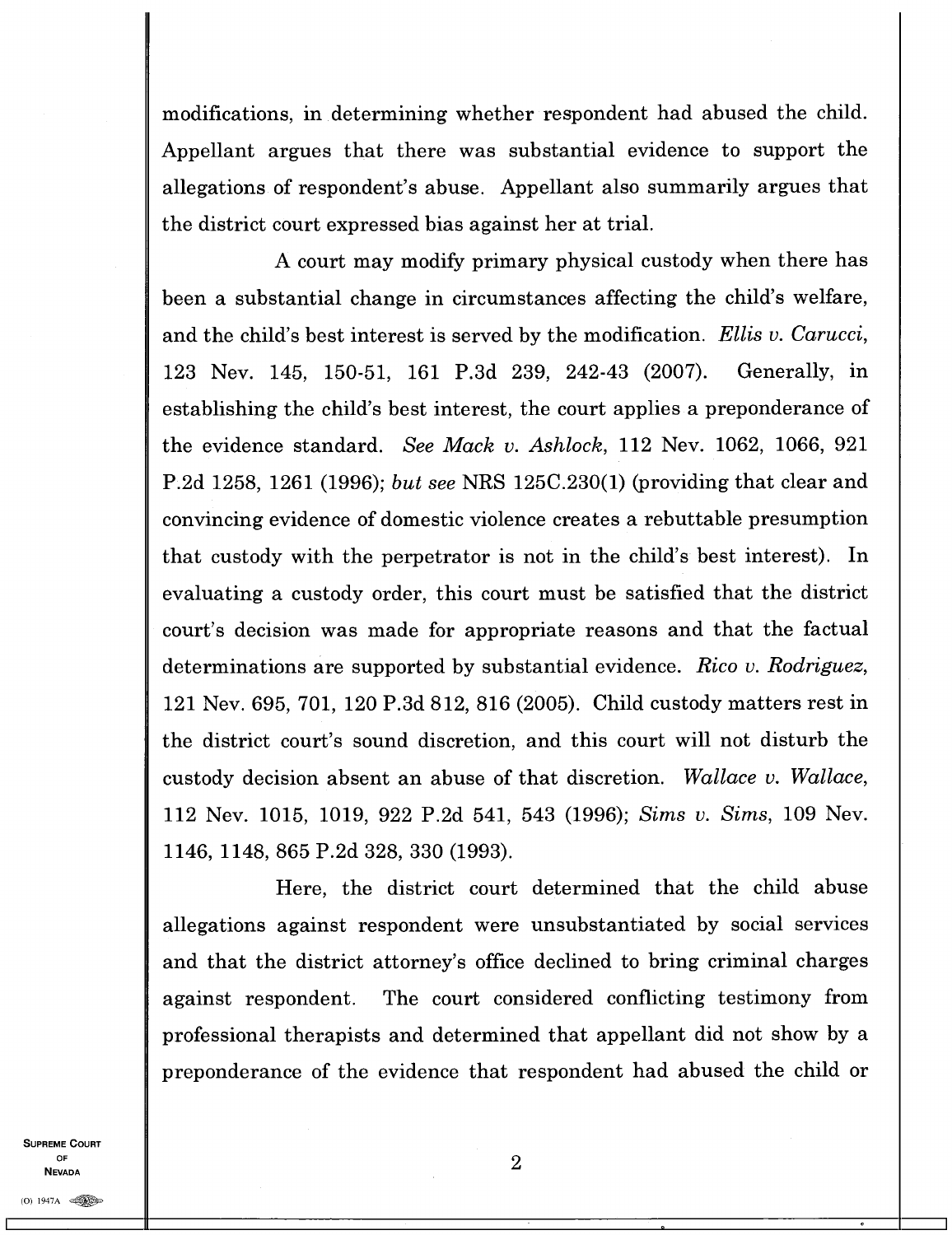modifications, in determining whether respondent had abused the child. Appellant argues that there was substantial evidence to support the allegations of respondent's abuse. Appellant also summarily argues that the district court expressed bias against her at trial.

A court may modify primary physical custody when there has been a substantial change in circumstances affecting the child's welfare, and the child's best interest is served by the modification. *Ellis v. Carucci*, 123 Nev. 145, 150-51, 161 P.3d 239, 242-43 (2007). Generally, in establishing the child's best interest, the court applies a preponderance of the evidence standard. *See Mack v. Ashlock*, 112 Nev. 1062, 1066, 921 P.2d 1258, 1261 (1996); *but see* NRS 125C.230(1) (providing that clear and convincing evidence of domestic violence creates a rebuttable presumption that custody with the perpetrator is not in the child's best interest). In evaluating a custody order, this court must be satisfied that the district court's decision was made for appropriate reasons and that the factual determinations are supported by substantial evidence. *Rico v. Rodriguez*, 121 Nev. 695, 701, 120 P.3d 812, 816 (2005). Child custody matters rest in the district court's sound discretion, and this court will not disturb the custody decision absent an abuse of that discretion. *Wallace v. Wallace*, 112 Nev. 1015, 1019, 922 P.2d 541, 543 (1996); *Sims v. Sims*, 109 Nev. 1146, 1148, 865 P.2d 328, 330 (1993).

Here, the district court determined that the child abuse allegations against respondent were unsubstantiated by social services and that the district attorney's office declined to bring criminal charges against respondent. The court considered conflicting testimony from professional therapists and determined that appellant did not show by a preponderance of the evidence that respondent had abused the child or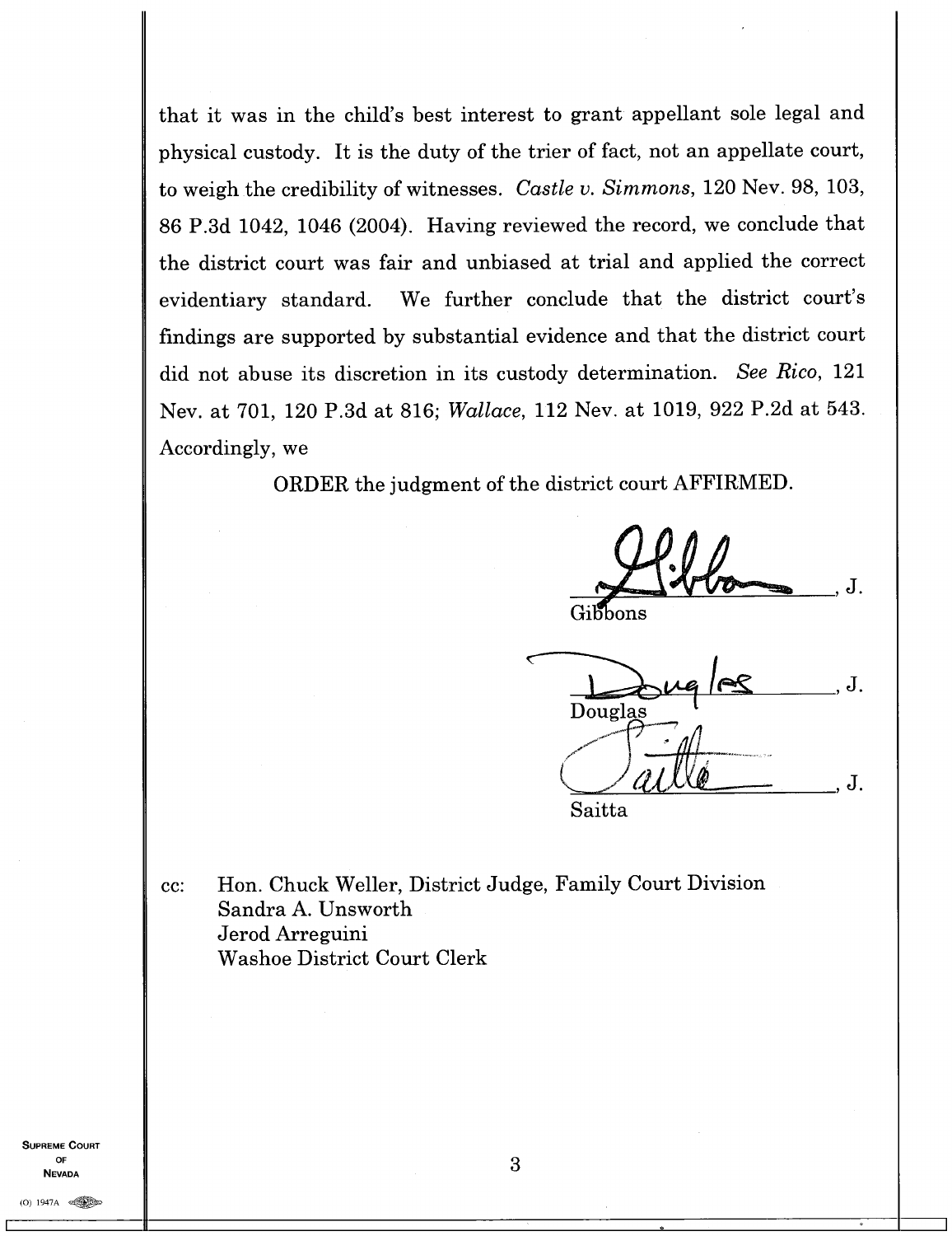that it was in the child's best interest to grant appellant sole legal and physical custody. It is the duty of the trier of fact, not an appellate court, to weigh the credibility of witnesses. *Castle v. Simmons*, 120 Nev. 98, 103, 86 P.3d 1042, 1046 (2004). Having reviewed the record, we conclude that the district court was fair and unbiased at trial and applied the correct evidentiary standard. We further conclude that the district court's findings are supported by substantial evidence and that the district court did not abuse its discretion in its custody determination. *See Rico*, 121 Nev. at 701, 120 P.3d at 816; *Wallace*, 112 Nev. at 1019, 922 P.2d at 543. Accordingly, we

ORDER the judgment of the district court AFFIRMED.

_______________, J.
Gibbons

_______________, J.
Douglas

_______________, J.
Saitta

cc: Hon. Chuck Weller, District Judge, Family Court Division
Sandra A. Unsworth
Jerod Arreguini
Washoe District Court Clerk